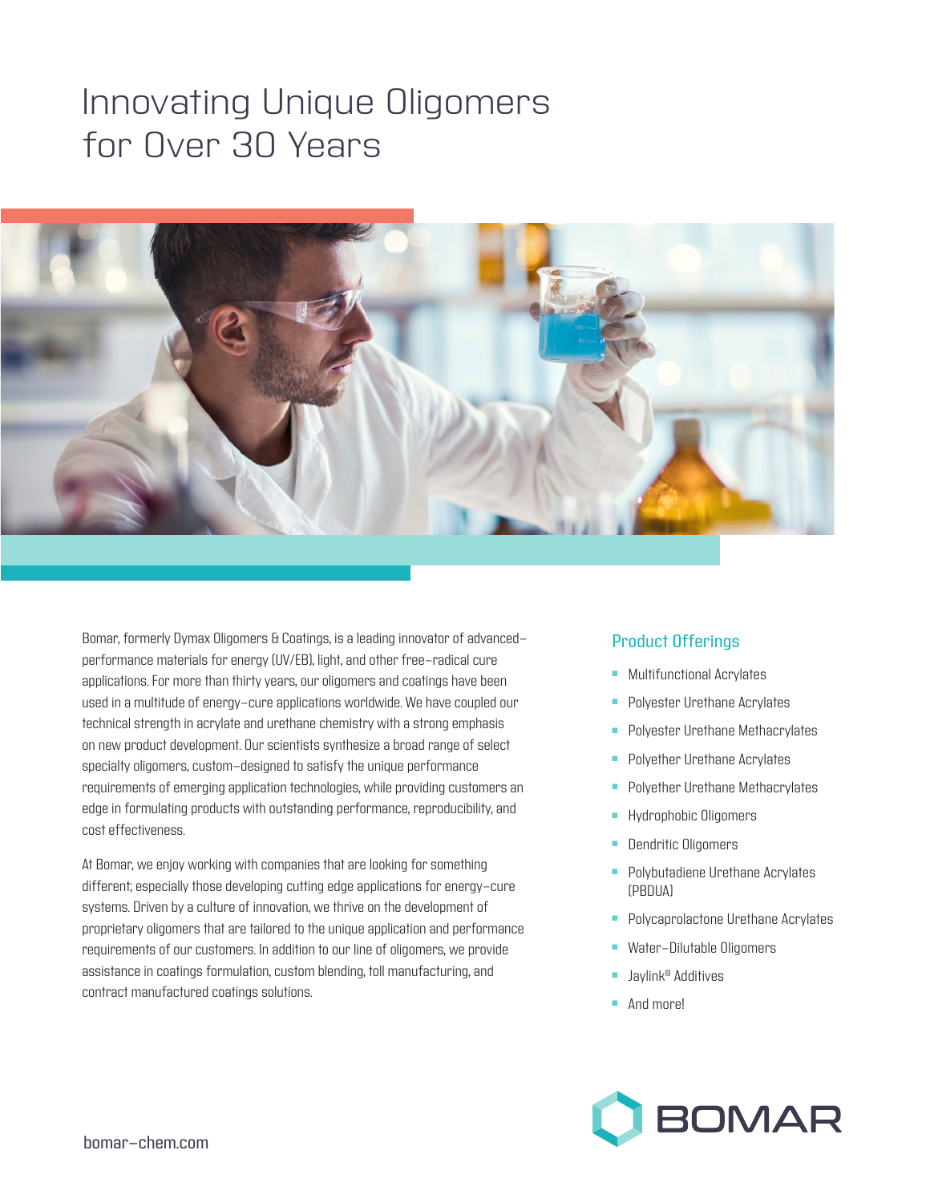# Innovating Unique Oligomers for Over 30 Years

Bomar, formerly Dymax Oligomers & Coatings, is a leading innovator of advanced-performance materials for energy (UV/EB), light, and other free-radical cure applications. For more than thirty years, our oligomers and coatings have been used in a multitude of energy-cure applications worldwide. We have coupled our technical strength in acrylate and urethane chemistry with a strong emphasis on new product development. Our scientists synthesize a broad range of select specialty oligomers, custom-designed to satisfy the unique performance requirements of emerging application technologies, while providing customers an edge in formulating products with outstanding performance, reproducibility, and cost effectiveness.

At Bomar, we enjoy working with companies that are looking for something different; especially those developing cutting edge applications for energy-cure systems. Driven by a culture of innovation, we thrive on the development of proprietary oligomers that are tailored to the unique application and performance requirements of our customers. In addition to our line of oligomers, we provide assistance in coatings formulation, custom blending, toll manufacturing, and contract manufactured coatings solutions.

## Product Offerings

- Multifunctional Acrylates
- Polyester Urethane Acrylates
- Polyester Urethane Methacrylates
- Polyether Urethane Acrylates
- Polyether Urethane Methacrylates
- Hydrophobic Oligomers
- Dendritic Oligomers
- Polybutadiene Urethane Acrylates (PBDUA)
- Polycaprolactone Urethane Acrylates
- Water-Dilutable Oligomers
- Jaylink® Additives
- And more!

BOMAR

bomar-chem.com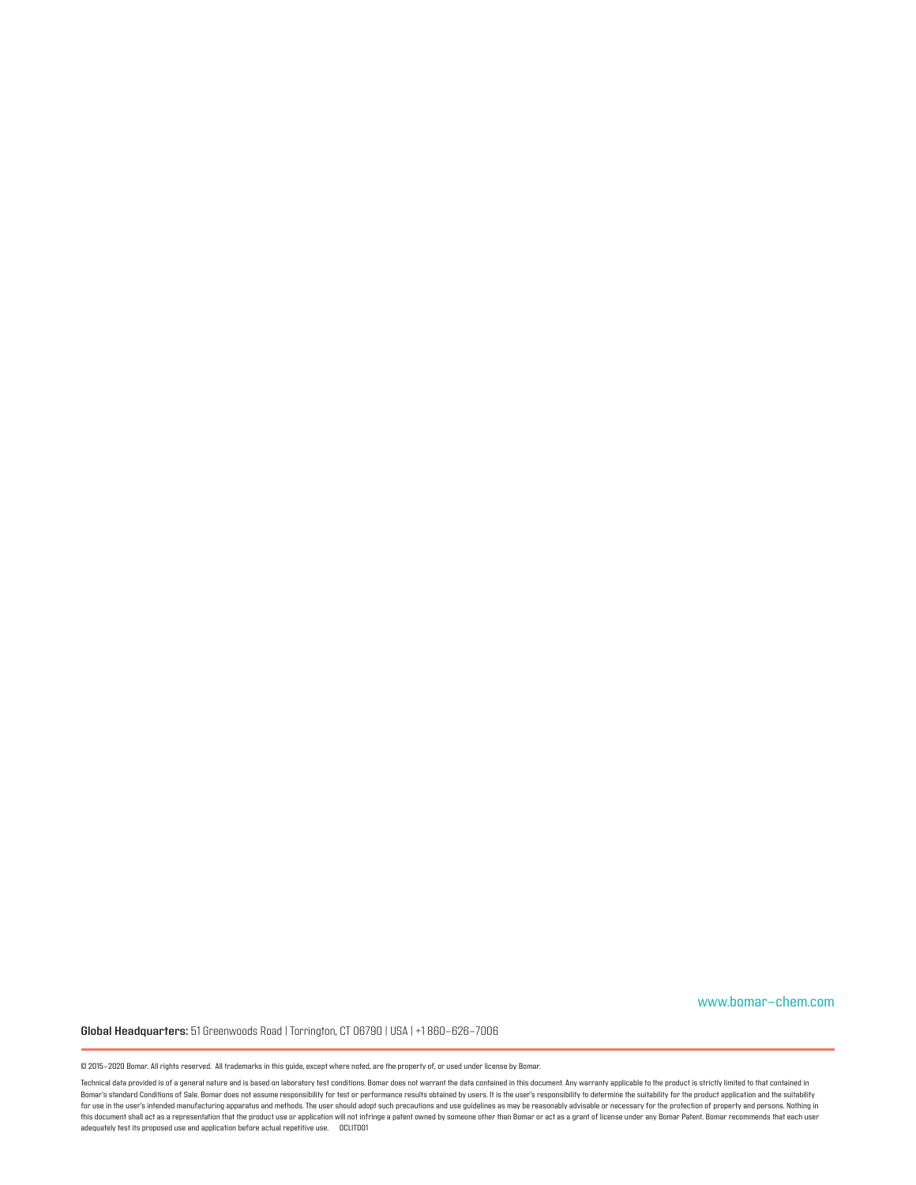www.bomar-chem.com

**Global Headquarters:** 51 Greenwoods Road | Torrington, CT 06790 | USA | +1 860-626-7006

© 2015-2020 Bomar. All rights reserved. All trademarks in this guide, except where noted, are the property of, or used under license by Bomar.

Technical data provided is of a general nature and is based on laboratory test conditions. Bomar does not warrant the data contained in this document. Any warranty applicable to the product is strictly limited to that contained in Bomar's standard Conditions of Sale. Bomar does not assume responsibility for test or performance results obtained by users. It is the user's responsibility to determine the suitability for the product application and the suitability for use in the user's intended manufacturing apparatus and methods. The user should adopt such precautions and use guidelines as may be reasonably advisable or necessary for the protection of property and persons. Nothing in this document shall act as a representation that the product use or application will not infringe a patent owned by someone other than Bomar or act as a grant of license under any Bomar Patent. Bomar recommends that each user adequately test its proposed use and application before actual repetitive use. OCLIT001